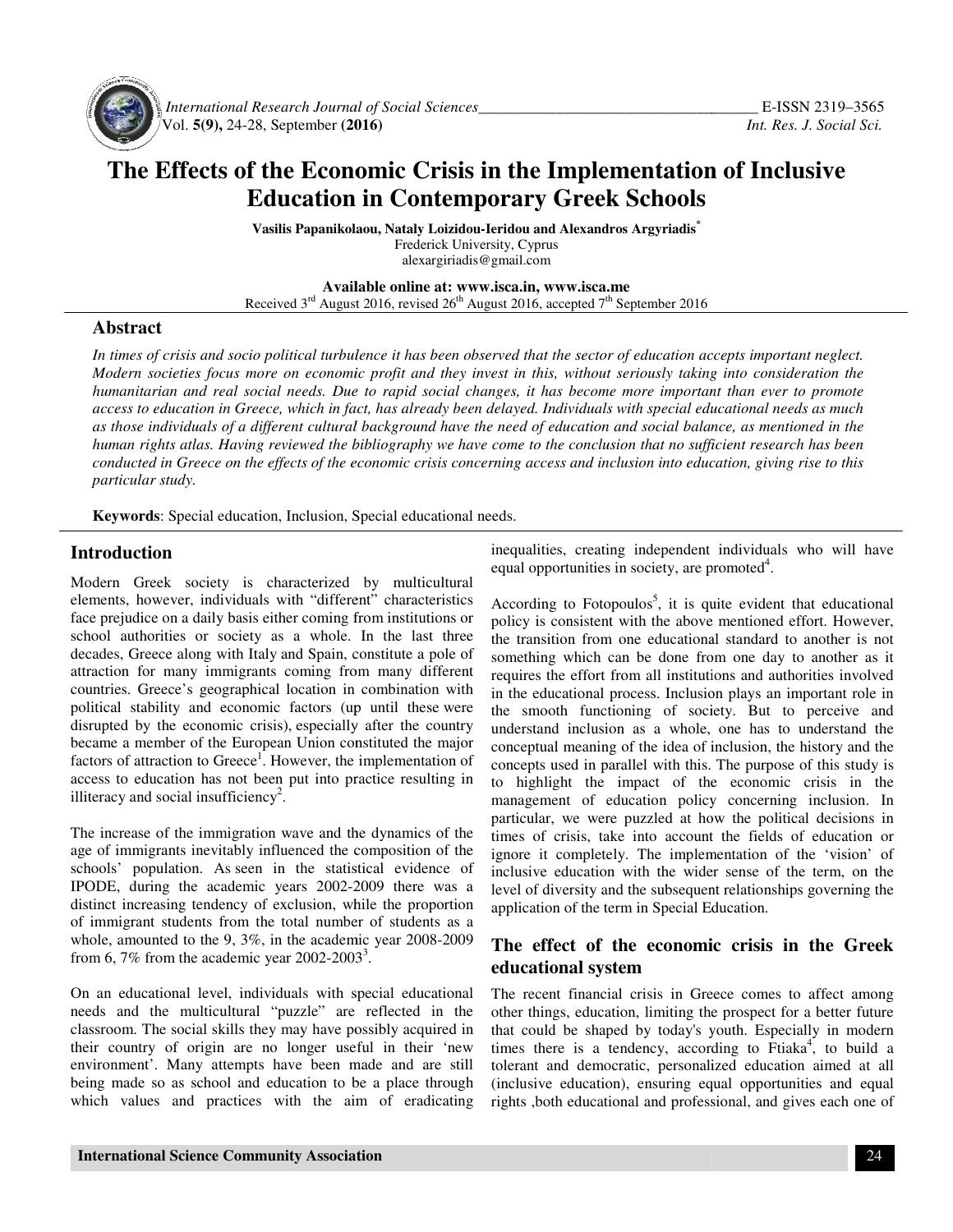# The Effects of the Economic Crisis in the Implementation of Inclusive Education in Contemporary Greek Schools

**Vasilis Papanikolaou, Nataly Loizidou-Ieridou and Alexandros Argyriadis***

Frederick University, Cyprus

alexargiriadis@gmail.com

**Available online at: www.isca.in, www.isca.me**

Received 3rd August 2016, revised 26th August 2016, accepted 7th September 2016

## Abstract

*In times of crisis and socio political turbulence it has been observed that the sector of education accepts important neglect. Modern societies focus more on economic profit and they invest in this, without seriously taking into consideration the humanitarian and real social needs. Due to rapid social changes, it has become more important than ever to promote access to education in Greece, which in fact, has already been delayed. Individuals with special educational needs as much as those individuals of a different cultural background have the need of education and social balance, as mentioned in the human rights atlas. Having reviewed the bibliography we have come to the conclusion that no sufficient research has been conducted in Greece on the effects of the economic crisis concerning access and inclusion into education, giving rise to this particular study.*

**Keywords**: Special education, Inclusion, Special educational needs.

## Introduction

Modern Greek society is characterized by multicultural elements, however, individuals with "different" characteristics face prejudice on a daily basis either coming from institutions or school authorities or society as a whole. In the last three decades, Greece along with Italy and Spain, constitute a pole of attraction for many immigrants coming from many different countries. Greece's geographical location in combination with political stability and economic factors (up until these were disrupted by the economic crisis), especially after the country became a member of the European Union constituted the major factors of attraction to Greece[1]. However, the implementation of access to education has not been put into practice resulting in illiteracy and social insufficiency[2].

The increase of the immigration wave and the dynamics of the age of immigrants inevitably influenced the composition of the schools' population. As seen in the statistical evidence of IPODE, during the academic years 2002-2009 there was a distinct increasing tendency of exclusion, while the proportion of immigrant students from the total number of students as a whole, amounted to the 9, 3%, in the academic year 2008-2009 from 6, 7% from the academic year 2002-2003[3].

On an educational level, individuals with special educational needs and the multicultural "puzzle" are reflected in the classroom. The social skills they may have possibly acquired in their country of origin are no longer useful in their 'new environment'. Many attempts have been made and are still being made so as school and education to be a place through which values and practices with the aim of eradicating inequalities, creating independent individuals who will have equal opportunities in society, are promoted[4].

According to Fotopoulos[5], it is quite evident that educational policy is consistent with the above mentioned effort. However, the transition from one educational standard to another is not something which can be done from one day to another as it requires the effort from all institutions and authorities involved in the educational process. Inclusion plays an important role in the smooth functioning of society. But to perceive and understand inclusion as a whole, one has to understand the conceptual meaning of the idea of inclusion, the history and the concepts used in parallel with this. The purpose of this study is to highlight the impact of the economic crisis in the management of education policy concerning inclusion. In particular, we were puzzled at how the political decisions in times of crisis, take into account the fields of education or ignore it completely. The implementation of the 'vision' of inclusive education with the wider sense of the term, on the level of diversity and the subsequent relationships governing the application of the term in Special Education.

## The effect of the economic crisis in the Greek educational system

The recent financial crisis in Greece comes to affect among other things, education, limiting the prospect for a better future that could be shaped by today's youth. Especially in modern times there is a tendency, according to Ftiaka[4], to build a tolerant and democratic, personalized education aimed at all (inclusive education), ensuring equal opportunities and equal rights ,both educational and professional, and gives each one of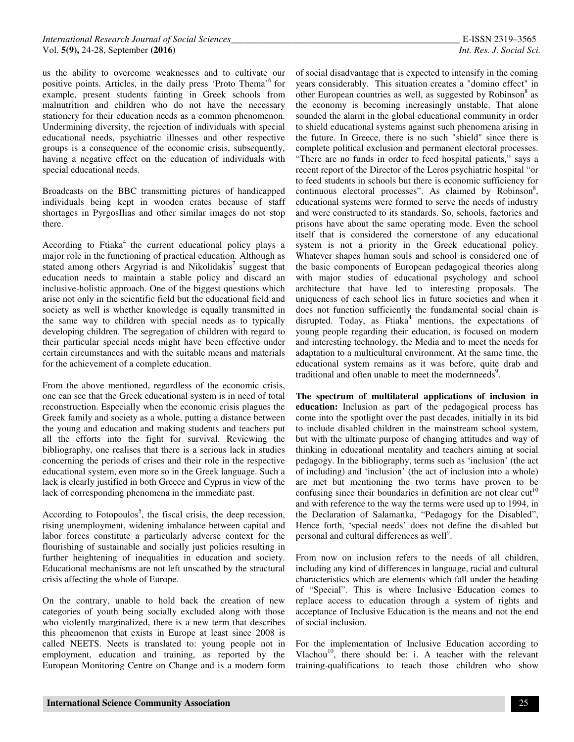us the ability to overcome weaknesses and to cultivate our positive points. Articles, in the daily press 'Proto Thema'[6] for example, present students fainting in Greek schools from malnutrition and children who do not have the necessary stationery for their education needs as a common phenomenon. Undermining diversity, the rejection of individuals with special educational needs, psychiatric illnesses and other respective groups is a consequence of the economic crisis, subsequently, having a negative effect on the education of individuals with special educational needs.

Broadcasts on the BBC transmitting pictures of handicapped individuals being kept in wooden crates because of staff shortages in PyrgosIlias and other similar images do not stop there.

According to Ftiaka[4] the current educational policy plays a major role in the functioning of practical education. Although as stated among others Argyriad is and Nikolidakis[7] suggest that education needs to maintain a stable policy and discard an inclusive-holistic approach. One of the biggest questions which arise not only in the scientific field but the educational field and society as well is whether knowledge is equally transmitted in the same way to children with special needs as to typically developing children. The segregation of children with regard to their particular special needs might have been effective under certain circumstances and with the suitable means and materials for the achievement of a complete education.

From the above mentioned, regardless of the economic crisis, one can see that the Greek educational system is in need of total reconstruction. Especially when the economic crisis plagues the Greek family and society as a whole, putting a distance between the young and education and making students and teachers put all the efforts into the fight for survival. Reviewing the bibliography, one realises that there is a serious lack in studies concerning the periods of crises and their role in the respective educational system, even more so in the Greek language. Such a lack is clearly justified in both Greece and Cyprus in view of the lack of corresponding phenomena in the immediate past.

According to Fotopoulos[5], the fiscal crisis, the deep recession, rising unemployment, widening imbalance between capital and labor forces constitute a particularly adverse context for the flourishing of sustainable and socially just policies resulting in further heightening of inequalities in education and society. Educational mechanisms are not left unscathed by the structural crisis affecting the whole of Europe.

On the contrary, unable to hold back the creation of new categories of youth being socially excluded along with those who violently marginalized, there is a new term that describes this phenomenon that exists in Europe at least since 2008 is called NEETS. Neets is translated to: young people not in employment, education and training, as reported by the European Monitoring Centre on Change and is a modern form of social disadvantage that is expected to intensify in the coming years considerably. This situation creates a "domino effect" in other European countries as well, as suggested by Robinson[8] as the economy is becoming increasingly unstable. That alone sounded the alarm in the global educational community in order to shield educational systems against such phenomena arising in the future. In Greece, there is no such "shield" since there is complete political exclusion and permanent electoral processes. "There are no funds in order to feed hospital patients," says a recent report of the Director of the Leros psychiatric hospital "or to feed students in schools but there is economic sufficiency for continuous electoral processes". As claimed by Robinson[8], educational systems were formed to serve the needs of industry and were constructed to its standards. So, schools, factories and prisons have about the same operating mode. Even the school itself that is considered the cornerstone of any educational system is not a priority in the Greek educational policy. Whatever shapes human souls and school is considered one of the basic components of European pedagogical theories along with major studies of educational psychology and school architecture that have led to interesting proposals. The uniqueness of each school lies in future societies and when it does not function sufficiently the fundamental social chain is disrupted. Today, as Ftiaka[4] mentions, the expectations of young people regarding their education, is focused on modern and interesting technology, the Media and to meet the needs for adaptation to a multicultural environment. At the same time, the educational system remains as it was before, quite drab and traditional and often unable to meet the modernneeds[9].

**The spectrum of multilateral applications of inclusion in education:** Inclusion as part of the pedagogical process has come into the spotlight over the past decades, initially in its bid to include disabled children in the mainstream school system, but with the ultimate purpose of changing attitudes and way of thinking in educational mentality and teachers aiming at social pedagogy. In the bibliography, terms such as 'inclusion' (the act of including) and 'inclusion' (the act of inclusion into a whole) are met but mentioning the two terms have proven to be confusing since their boundaries in definition are not clear cut[10] and with reference to the way the terms were used up to 1994, in the Declaration of Salamanka, "Pedagogy for the Disabled", Hence forth, 'special needs' does not define the disabled but personal and cultural differences as well[9].

From now on inclusion refers to the needs of all children, including any kind of differences in language, racial and cultural characteristics which are elements which fall under the heading of "Special". This is where Inclusive Education comes to replace access to education through a system of rights and acceptance of Inclusive Education is the means and not the end of social inclusion.

For the implementation of Inclusive Education according to Vlachou[10], there should be: i. A teacher with the relevant training-qualifications to teach those children who show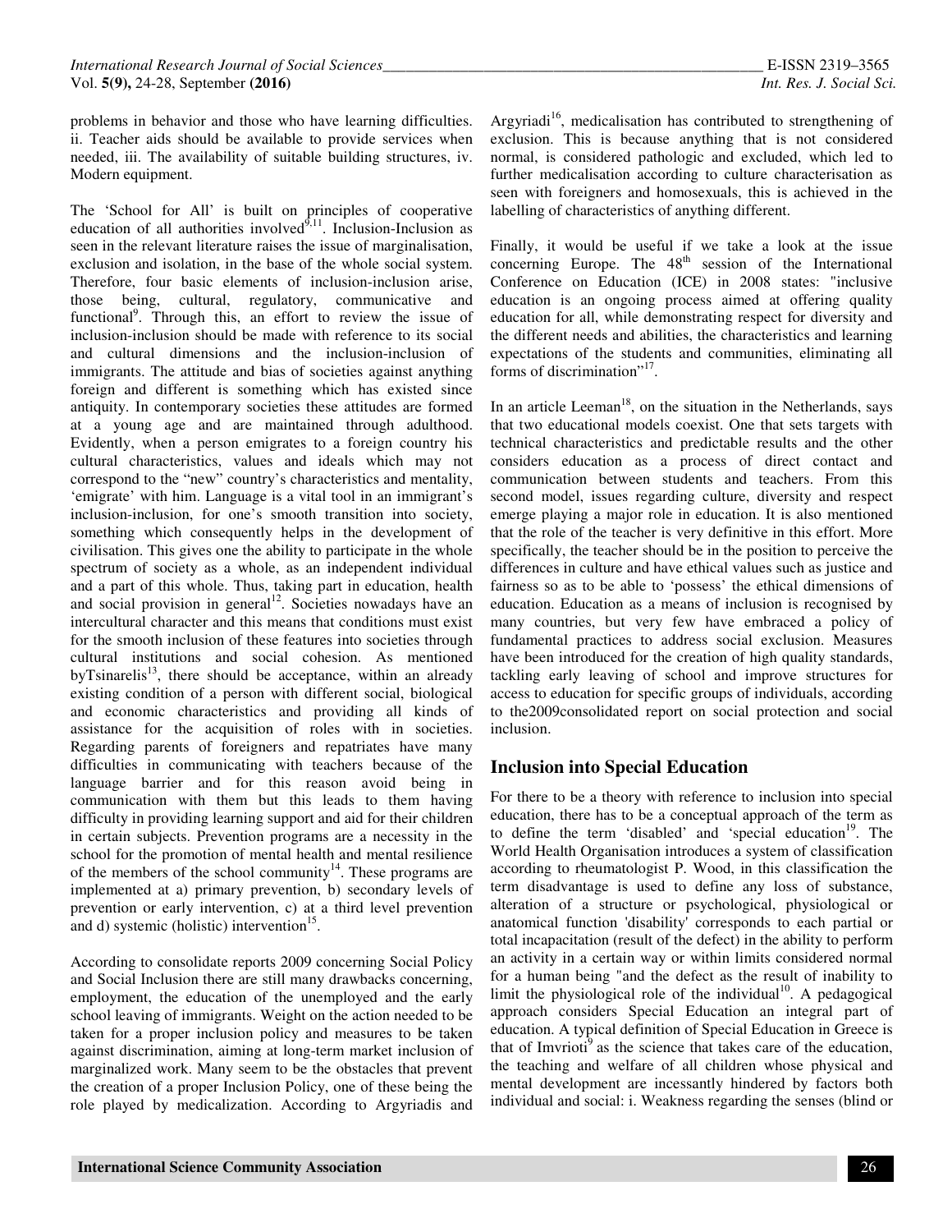problems in behavior and those who have learning difficulties. ii. Teacher aids should be available to provide services when needed, iii. The availability of suitable building structures, iv. Modern equipment.

The 'School for All' is built on principles of cooperative education of all authorities involved[9,11]. Inclusion-Inclusion as seen in the relevant literature raises the issue of marginalisation, exclusion and isolation, in the base of the whole social system. Therefore, four basic elements of inclusion-inclusion arise, those being, cultural, regulatory, communicative and functional[9]. Through this, an effort to review the issue of inclusion-inclusion should be made with reference to its social and cultural dimensions and the inclusion-inclusion of immigrants. The attitude and bias of societies against anything foreign and different is something which has existed since antiquity. In contemporary societies these attitudes are formed at a young age and are maintained through adulthood. Evidently, when a person emigrates to a foreign country his cultural characteristics, values and ideals which may not correspond to the "new" country's characteristics and mentality, 'emigrate' with him. Language is a vital tool in an immigrant's inclusion-inclusion, for one's smooth transition into society, something which consequently helps in the development of civilisation. This gives one the ability to participate in the whole spectrum of society as a whole, as an independent individual and a part of this whole. Thus, taking part in education, health and social provision in general[12]. Societies nowadays have an intercultural character and this means that conditions must exist for the smooth inclusion of these features into societies through cultural institutions and social cohesion. As mentioned byTsinarelis[13], there should be acceptance, within an already existing condition of a person with different social, biological and economic characteristics and providing all kinds of assistance for the acquisition of roles with in societies. Regarding parents of foreigners and repatriates have many difficulties in communicating with teachers because of the language barrier and for this reason avoid being in communication with them but this leads to them having difficulty in providing learning support and aid for their children in certain subjects. Prevention programs are a necessity in the school for the promotion of mental health and mental resilience of the members of the school community[14]. These programs are implemented at a) primary prevention, b) secondary levels of prevention or early intervention, c) at a third level prevention and d) systemic (holistic) intervention[15].

According to consolidate reports 2009 concerning Social Policy and Social Inclusion there are still many drawbacks concerning, employment, the education of the unemployed and the early school leaving of immigrants. Weight on the action needed to be taken for a proper inclusion policy and measures to be taken against discrimination, aiming at long-term market inclusion of marginalized work. Many seem to be the obstacles that prevent the creation of a proper Inclusion Policy, one of these being the role played by medicalization. According to Argyriadis and Argyriadi[16], medicalisation has contributed to strengthening of exclusion. This is because anything that is not considered normal, is considered pathologic and excluded, which led to further medicalisation according to culture characterisation as seen with foreigners and homosexuals, this is achieved in the labelling of characteristics of anything different.

Finally, it would be useful if we take a look at the issue concerning Europe. The 48th session of the International Conference on Education (ICE) in 2008 states: "inclusive education is an ongoing process aimed at offering quality education for all, while demonstrating respect for diversity and the different needs and abilities, the characteristics and learning expectations of the students and communities, eliminating all forms of discrimination"[17].

In an article Leeman[18], on the situation in the Netherlands, says that two educational models coexist. One that sets targets with technical characteristics and predictable results and the other considers education as a process of direct contact and communication between students and teachers. From this second model, issues regarding culture, diversity and respect emerge playing a major role in education. It is also mentioned that the role of the teacher is very definitive in this effort. More specifically, the teacher should be in the position to perceive the differences in culture and have ethical values such as justice and fairness so as to be able to 'possess' the ethical dimensions of education. Education as a means of inclusion is recognised by many countries, but very few have embraced a policy of fundamental practices to address social exclusion. Measures have been introduced for the creation of high quality standards, tackling early leaving of school and improve structures for access to education for specific groups of individuals, according to the2009consolidated report on social protection and social inclusion.

## Inclusion into Special Education

For there to be a theory with reference to inclusion into special education, there has to be a conceptual approach of the term as to define the term 'disabled' and 'special education'[19]. The World Health Organisation introduces a system of classification according to rheumatologist P. Wood, in this classification the term disadvantage is used to define any loss of substance, alteration of a structure or psychological, physiological or anatomical function 'disability' corresponds to each partial or total incapacitation (result of the defect) in the ability to perform an activity in a certain way or within limits considered normal for a human being "and the defect as the result of inability to limit the physiological role of the individual[10]. A pedagogical approach considers Special Education an integral part of education. A typical definition of Special Education in Greece is that of Imvrioti[9] as the science that takes care of the education, the teaching and welfare of all children whose physical and mental development are incessantly hindered by factors both individual and social: i. Weakness regarding the senses (blind or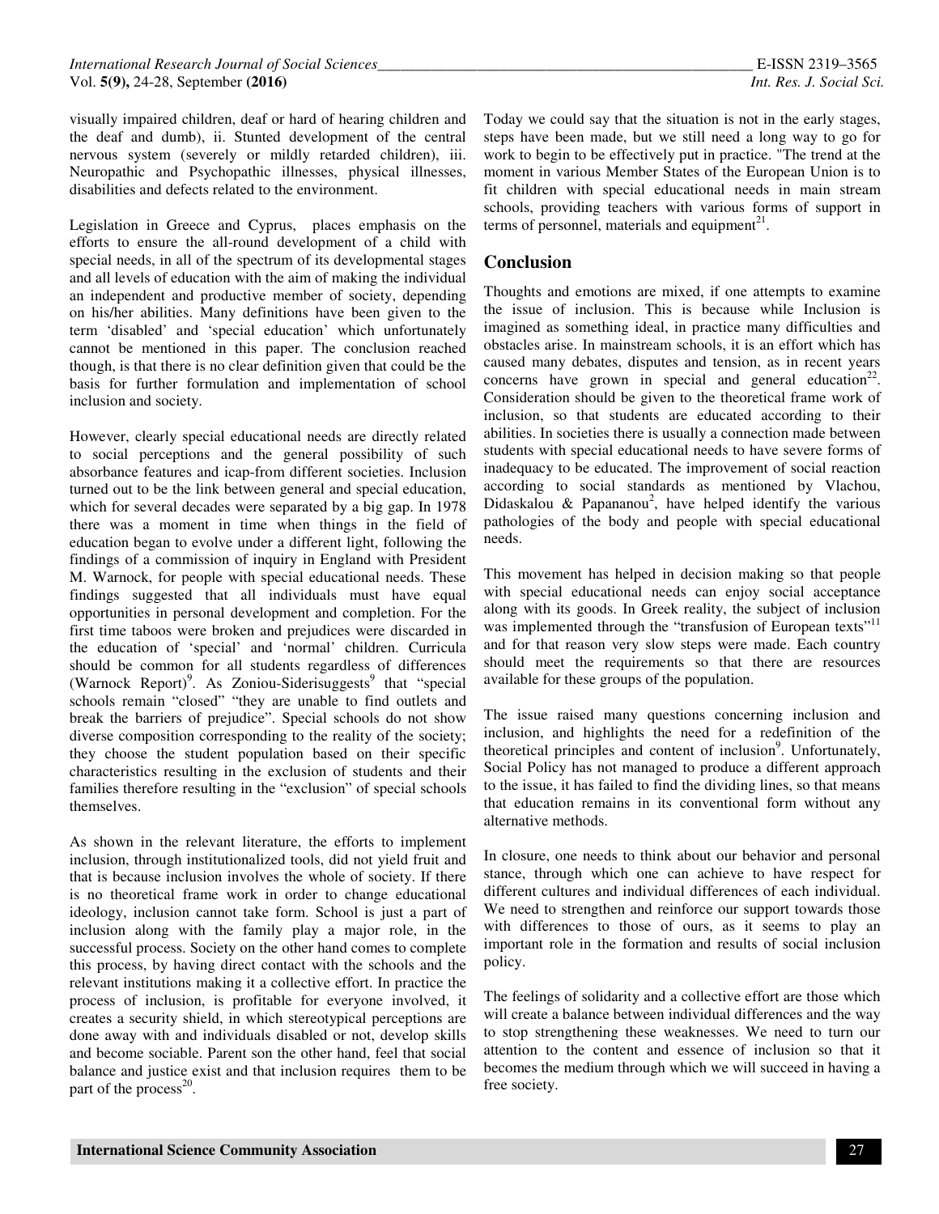visually impaired children, deaf or hard of hearing children and the deaf and dumb), ii. Stunted development of the central nervous system (severely or mildly retarded children), iii. Neuropathic and Psychopathic illnesses, physical illnesses, disabilities and defects related to the environment.

Legislation in Greece and Cyprus, places emphasis on the efforts to ensure the all-round development of a child with special needs, in all of the spectrum of its developmental stages and all levels of education with the aim of making the individual an independent and productive member of society, depending on his/her abilities. Many definitions have been given to the term 'disabled' and 'special education' which unfortunately cannot be mentioned in this paper. The conclusion reached though, is that there is no clear definition given that could be the basis for further formulation and implementation of school inclusion and society.

However, clearly special educational needs are directly related to social perceptions and the general possibility of such absorbance features and icap-from different societies. Inclusion turned out to be the link between general and special education, which for several decades were separated by a big gap. In 1978 there was a moment in time when things in the field of education began to evolve under a different light, following the findings of a commission of inquiry in England with President M. Warnock, for people with special educational needs. These findings suggested that all individuals must have equal opportunities in personal development and completion. For the first time taboos were broken and prejudices were discarded in the education of 'special' and 'normal' children. Curricula should be common for all students regardless of differences (Warnock Report)[9]. As Zoniou-Siderisuggests[9] that "special schools remain "closed" "they are unable to find outlets and break the barriers of prejudice". Special schools do not show diverse composition corresponding to the reality of the society; they choose the student population based on their specific characteristics resulting in the exclusion of students and their families therefore resulting in the "exclusion" of special schools themselves.

As shown in the relevant literature, the efforts to implement inclusion, through institutionalized tools, did not yield fruit and that is because inclusion involves the whole of society. If there is no theoretical frame work in order to change educational ideology, inclusion cannot take form. School is just a part of inclusion along with the family play a major role, in the successful process. Society on the other hand comes to complete this process, by having direct contact with the schools and the relevant institutions making it a collective effort. In practice the process of inclusion, is profitable for everyone involved, it creates a security shield, in which stereotypical perceptions are done away with and individuals disabled or not, develop skills and become sociable. Parent son the other hand, feel that social balance and justice exist and that inclusion requires them to be part of the process[20].

Today we could say that the situation is not in the early stages, steps have been made, but we still need a long way to go for work to begin to be effectively put in practice. "The trend at the moment in various Member States of the European Union is to fit children with special educational needs in main stream schools, providing teachers with various forms of support in terms of personnel, materials and equipment[21].

## Conclusion

Thoughts and emotions are mixed, if one attempts to examine the issue of inclusion. This is because while Inclusion is imagined as something ideal, in practice many difficulties and obstacles arise. In mainstream schools, it is an effort which has caused many debates, disputes and tension, as in recent years concerns have grown in special and general education[22]. Consideration should be given to the theoretical frame work of inclusion, so that students are educated according to their abilities. In societies there is usually a connection made between students with special educational needs to have severe forms of inadequacy to be educated. The improvement of social reaction according to social standards as mentioned by Vlachou, Didaskalou & Papananou[2], have helped identify the various pathologies of the body and people with special educational needs.

This movement has helped in decision making so that people with special educational needs can enjoy social acceptance along with its goods. In Greek reality, the subject of inclusion was implemented through the "transfusion of European texts"[11] and for that reason very slow steps were made. Each country should meet the requirements so that there are resources available for these groups of the population.

The issue raised many questions concerning inclusion and inclusion, and highlights the need for a redefinition of the theoretical principles and content of inclusion[9]. Unfortunately, Social Policy has not managed to produce a different approach to the issue, it has failed to find the dividing lines, so that means that education remains in its conventional form without any alternative methods.

In closure, one needs to think about our behavior and personal stance, through which one can achieve to have respect for different cultures and individual differences of each individual. We need to strengthen and reinforce our support towards those with differences to those of ours, as it seems to play an important role in the formation and results of social inclusion policy.

The feelings of solidarity and a collective effort are those which will create a balance between individual differences and the way to stop strengthening these weaknesses. We need to turn our attention to the content and essence of inclusion so that it becomes the medium through which we will succeed in having a free society.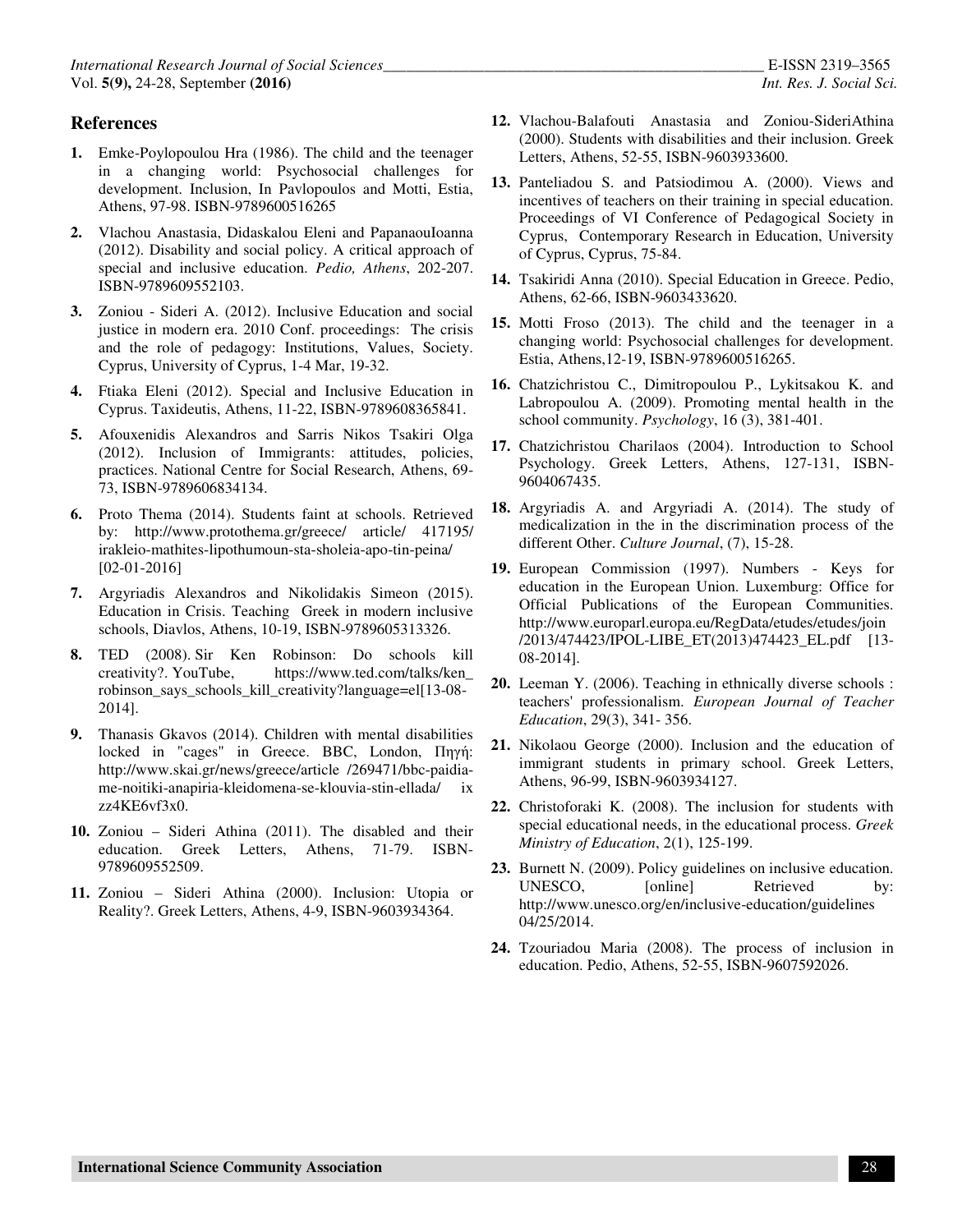## References

1. Emke-Poylopoulou Hra (1986). The child and the teenager in a changing world: Psychosocial challenges for development. Inclusion, In Pavlopoulos and Motti, Estia, Athens, 97-98. ISBN-9789600516265

2. Vlachou Anastasia, Didaskalou Eleni and PapanaouIoanna (2012). Disability and social policy. A critical approach of special and inclusive education. *Pedio, Athens*, 202-207. ISBN-9789609552103.

3. Zoniou - Sideri A. (2012). Inclusive Education and social justice in modern era. 2010 Conf. proceedings: The crisis and the role of pedagogy: Institutions, Values, Society. Cyprus, University of Cyprus, 1-4 Mar, 19-32.

4. Ftiaka Eleni (2012). Special and Inclusive Education in Cyprus. Taxideutis, Athens, 11-22, ISBN-9789608365841.

5. Afouxenidis Alexandros and Sarris Nikos Tsakiri Olga (2012). Inclusion of Immigrants: attitudes, policies, practices. National Centre for Social Research, Athens, 69-73, ISBN-9789606834134.

6. Proto Thema (2014). Students faint at schools. Retrieved by: http://www.protothema.gr/greece/ article/ 417195/ irakleio-mathites-lipothumoun-sta-sholeia-apo-tin-peina/ [02-01-2016]

7. Argyriadis Alexandros and Nikolidakis Simeon (2015). Education in Crisis. Teaching Greek in modern inclusive schools, Diavlos, Athens, 10-19, ISBN-9789605313326.

8. TED (2008). Sir Ken Robinson: Do schools kill creativity?. YouTube, https://www.ted.com/talks/ken_robinson_says_schools_kill_creativity?language=el[13-08-2014].

9. Thanasis Gkavos (2014). Children with mental disabilities locked in "cages" in Greece. BBC, London, Πηγή: http://www.skai.gr/news/greece/article /269471/bbc-paidia-me-noitiki-anapiria-kleidomena-se-klouvia-stin-ellada/ ix zz4KE6vf3x0.

10. Zoniou – Sideri Athina (2011). The disabled and their education. Greek Letters, Athens, 71-79. ISBN-9789609552509.

11. Zoniou – Sideri Athina (2000). Inclusion: Utopia or Reality?. Greek Letters, Athens, 4-9, ISBN-9603934364.

12. Vlachou-Balafouti Anastasia and Zoniou-SideriAthina (2000). Students with disabilities and their inclusion. Greek Letters, Athens, 52-55, ISBN-9603933600.

13. Panteliadou S. and Patsiodimou A. (2000). Views and incentives of teachers on their training in special education. Proceedings of VI Conference of Pedagogical Society in Cyprus, Contemporary Research in Education, University of Cyprus, Cyprus, 75-84.

14. Tsakiridi Anna (2010). Special Education in Greece. Pedio, Athens, 62-66, ISBN-9603433620.

15. Motti Froso (2013). The child and the teenager in a changing world: Psychosocial challenges for development. Estia, Athens,12-19, ISBN-9789600516265.

16. Chatzichristou C., Dimitropoulou P., Lykitsakou K. and Labropoulou A. (2009). Promoting mental health in the school community. *Psychology*, 16 (3), 381-401.

17. Chatzichristou Charilaos (2004). Introduction to School Psychology. Greek Letters, Athens, 127-131, ISBN-9604067435.

18. Argyriadis A. and Argyriadi A. (2014). The study of medicalization in the in the discrimination process of the different Other. *Culture Journal*, (7), 15-28.

19. European Commission (1997). Numbers - Keys for education in the European Union. Luxemburg: Office for Official Publications of the European Communities. http://www.europarl.europa.eu/RegData/etudes/etudes/join /2013/474423/IPOL-LIBE_ET(2013)474423_EL.pdf [13-08-2014].

20. Leeman Y. (2006). Teaching in ethnically diverse schools : teachers' professionalism. *European Journal of Teacher Education*, 29(3), 341- 356.

21. Nikolaou George (2000). Inclusion and the education of immigrant students in primary school. Greek Letters, Athens, 96-99, ISBN-9603934127.

22. Christoforaki K. (2008). The inclusion for students with special educational needs, in the educational process. *Greek Ministry of Education*, 2(1), 125-199.

23. Burnett N. (2009). Policy guidelines on inclusive education. UNESCO, [online] Retrieved by: http://www.unesco.org/en/inclusive-education/guidelines 04/25/2014.

24. Tzouriadou Maria (2008). The process of inclusion in education. Pedio, Athens, 52-55, ISBN-9607592026.